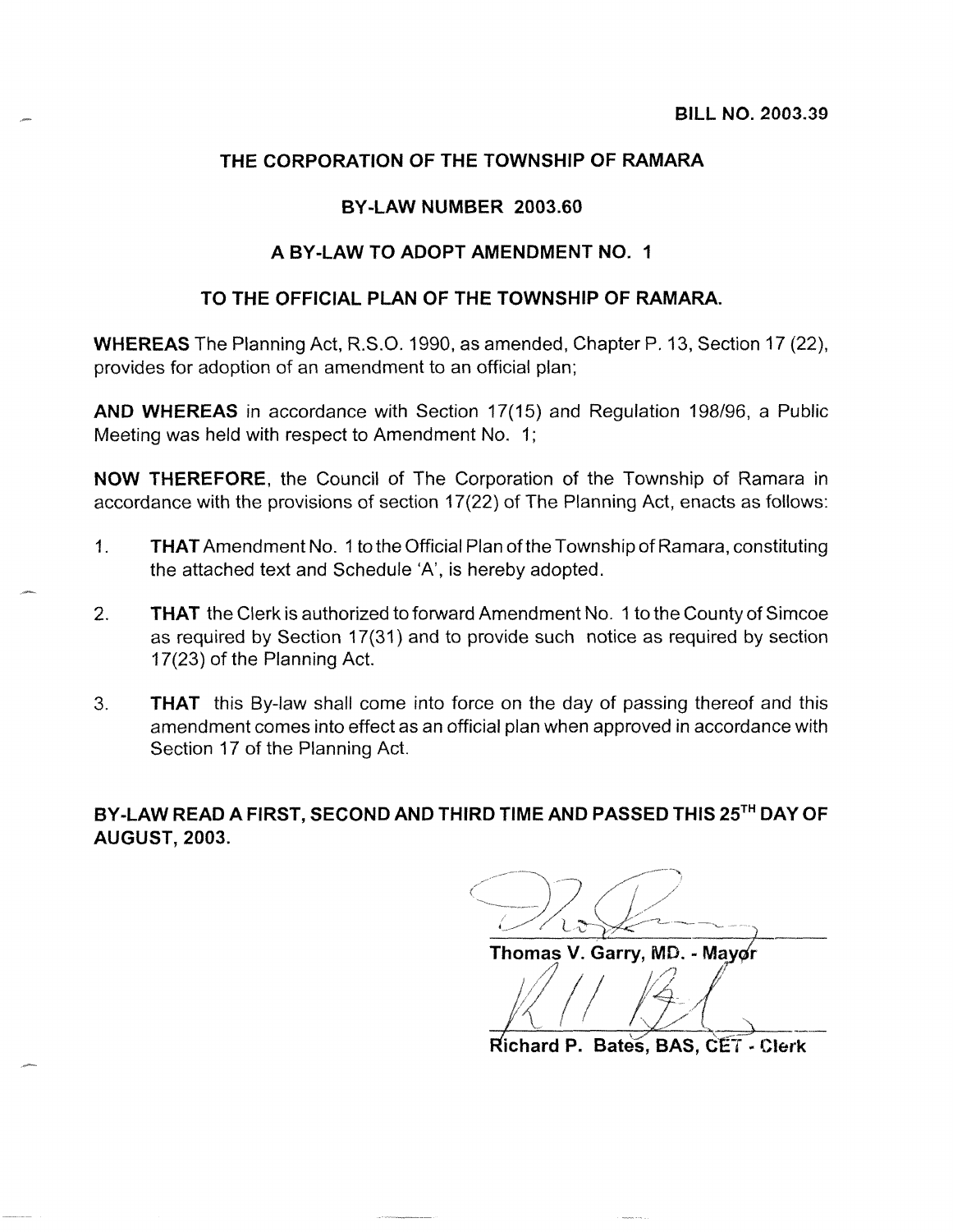BILL NO. 2003.39

# THE CORPORATION OF THE TOWNSHIP OF RAMARA

## BY-LAW NUMBER 2003.60

## A BY-LAW TO ADOPT AMENDMENT NO. 1

## TO THE OFFICIAL PLAN OF THE TOWNSHIP OF RAMARA.

**WHEREAS** The Planning Act, R.S.O. 1990, as amended, Chapter P. 13, Section 17 (22), provides for adoption of an amendment to an official plan;

**AND WHEREAS** in accordance with Section 17(15) and Regulation 198/96, a Public Meeting was held with respect to Amendment No. 1;

**NOW THEREFORE**, the Council of The Corporation of the Township of Ramara in accordance with the provisions of section 17(22) of The Planning Act, enacts as follows:

1. **THAT** Amendment No. 1 to the Official Plan of the Township of Ramara, constituting the attached text and Schedule 'A', is hereby adopted.

2. **THAT** the Clerk is authorized to forward Amendment No. 1 to the County of Simcoe as required by Section 17(31) and to provide such notice as required by section 17(23) of the Planning Act.

3. **THAT** this By-law shall come into force on the day of passing thereof and this amendment comes into effect as an official plan when approved in accordance with Section 17 of the Planning Act.

**BY-LAW READ A FIRST, SECOND AND THIRD TIME AND PASSED THIS 25TH DAY OF AUGUST, 2003.**

Thomas V. Garry, MD. - Mayor

Richard P. Bates, BAS, CET - Clerk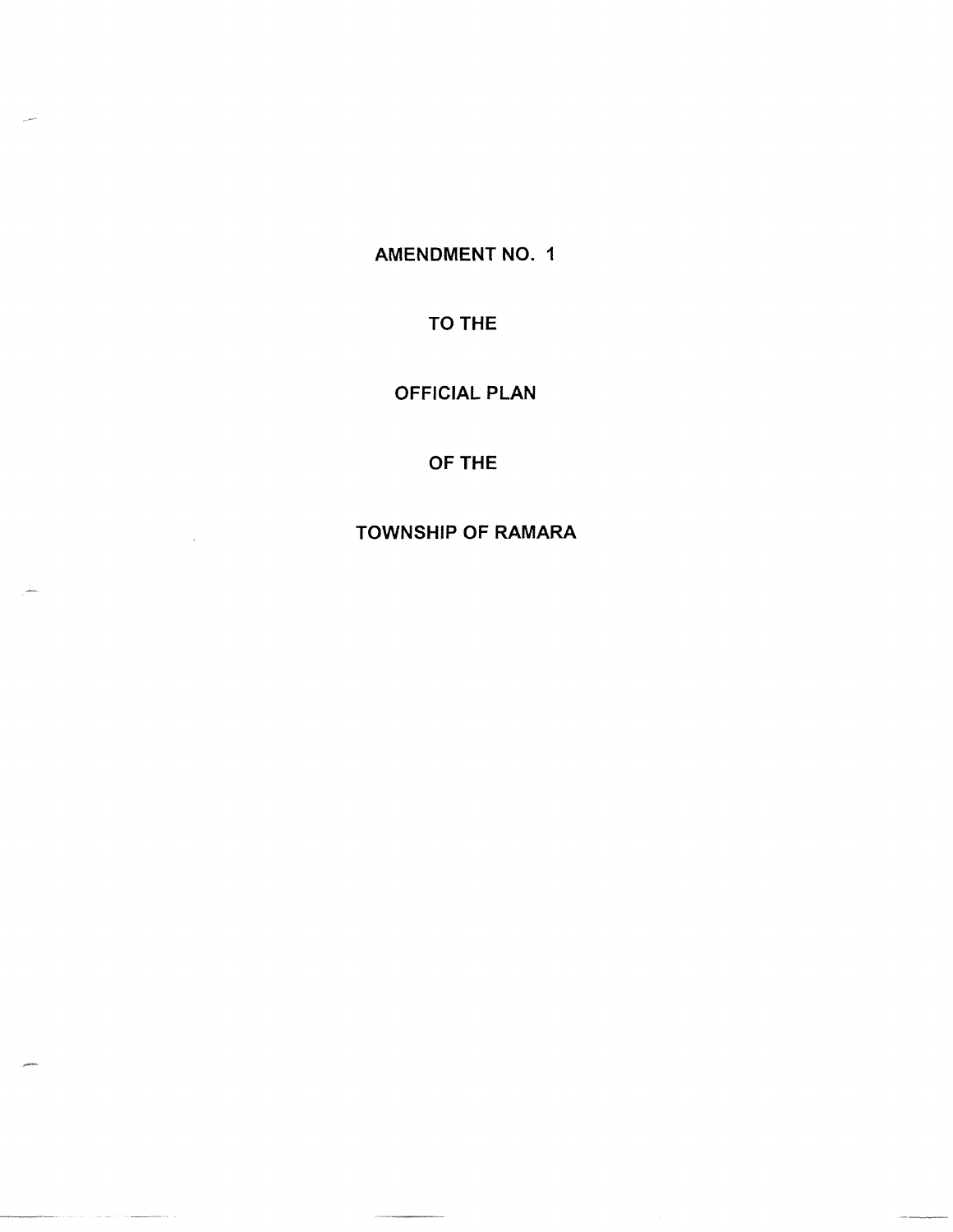# AMENDMENT NO. 1

# TO THE

# OFFICIAL PLAN

# OF THE

# TOWNSHIP OF RAMARA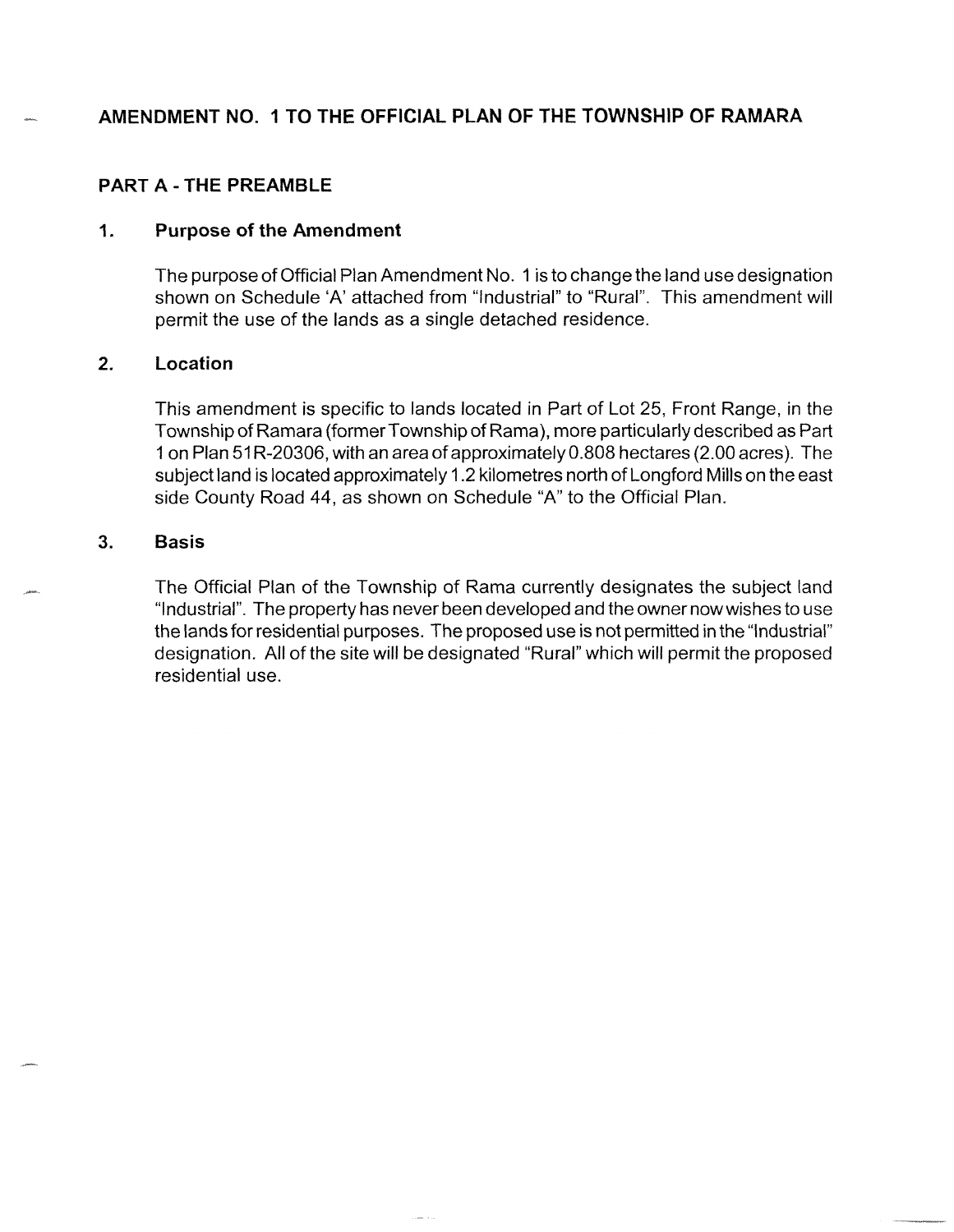# AMENDMENT NO. 1 TO THE OFFICIAL PLAN OF THE TOWNSHIP OF RAMARA

## PART A - THE PREAMBLE

### 1. Purpose of the Amendment

The purpose of Official Plan Amendment No. 1 is to change the land use designation shown on Schedule 'A' attached from "Industrial" to "Rural". This amendment will permit the use of the lands as a single detached residence.

### 2. Location

This amendment is specific to lands located in Part of Lot 25, Front Range, in the Township of Ramara (former Township of Rama), more particularly described as Part 1 on Plan 51R-20306, with an area of approximately 0.808 hectares (2.00 acres). The subject land is located approximately 1.2 kilometres north of Longford Mills on the east side County Road 44, as shown on Schedule "A" to the Official Plan.

### 3. Basis

The Official Plan of the Township of Rama currently designates the subject land "Industrial". The property has never been developed and the owner now wishes to use the lands for residential purposes. The proposed use is not permitted in the "Industrial" designation. All of the site will be designated "Rural" which will permit the proposed residential use.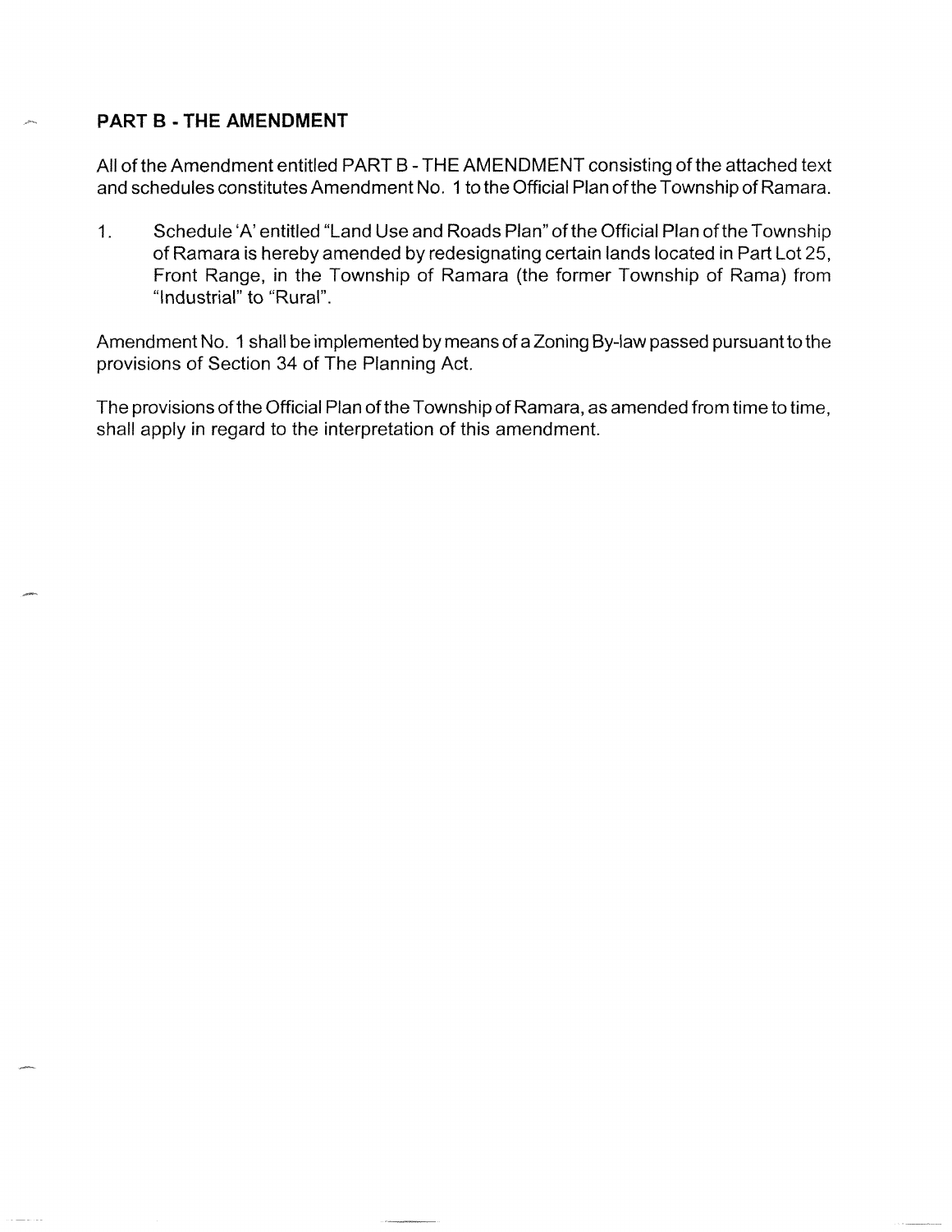## PART B - THE AMENDMENT

All of the Amendment entitled PART B - THE AMENDMENT consisting of the attached text and schedules constitutes Amendment No. 1 to the Official Plan of the Township of Ramara.

1. Schedule 'A' entitled "Land Use and Roads Plan" of the Official Plan of the Township of Ramara is hereby amended by redesignating certain lands located in Part Lot 25, Front Range, in the Township of Ramara (the former Township of Rama) from "Industrial" to "Rural".

Amendment No. 1 shall be implemented by means of a Zoning By-law passed pursuant to the provisions of Section 34 of The Planning Act.

The provisions of the Official Plan of the Township of Ramara, as amended from time to time, shall apply in regard to the interpretation of this amendment.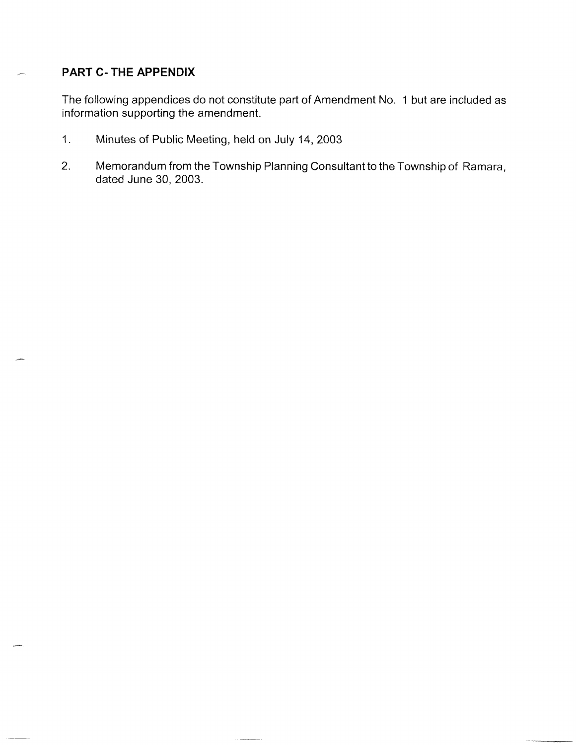## PART C- THE APPENDIX

The following appendices do not constitute part of Amendment No. 1 but are included as information supporting the amendment.

1. Minutes of Public Meeting, held on July 14, 2003

2. Memorandum from the Township Planning Consultant to the Township of Ramara, dated June 30, 2003.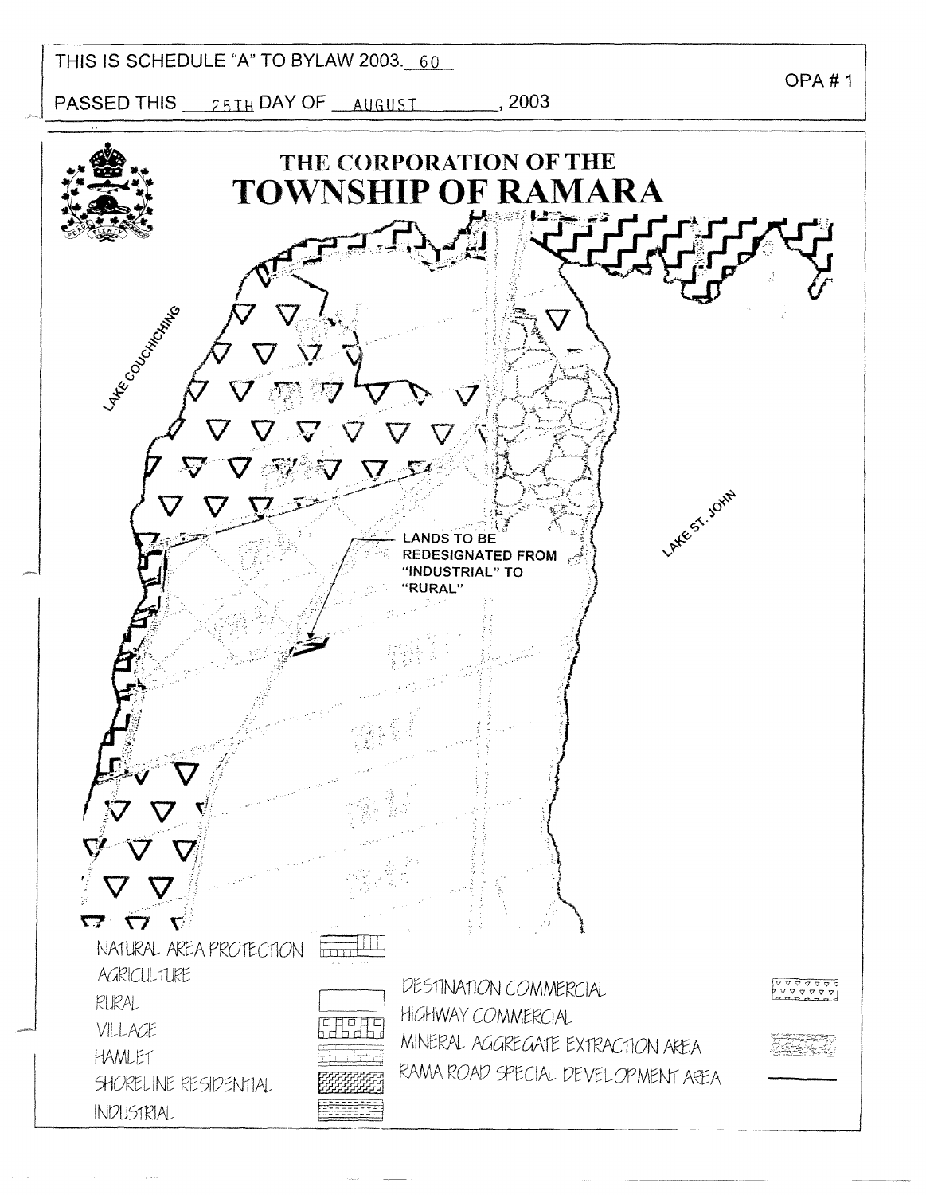THIS IS SCHEDULE "A" TO BYLAW 2003. 60

PASSED THIS 25TH DAY OF AUGUST, 2003

OPA # 1

# THE CORPORATION OF THE TOWNSHIP OF RAMARA

LAKE COUCHICHING

LAKE ST. JOHN

LANDS TO BE REDESIGNATED FROM "INDUSTRIAL" TO "RURAL"

NATURAL AREA PROTECTION

AGRICULTURE

RURAL

VILLAGE

HAMLET

SHORELINE RESIDENTIAL

INDUSTRIAL

DESTINATION COMMERCIAL

HIGHWAY COMMERCIAL

MINERAL AGGREGATE EXTRACTION AREA

RAMA ROAD SPECIAL DEVELOPMENT AREA